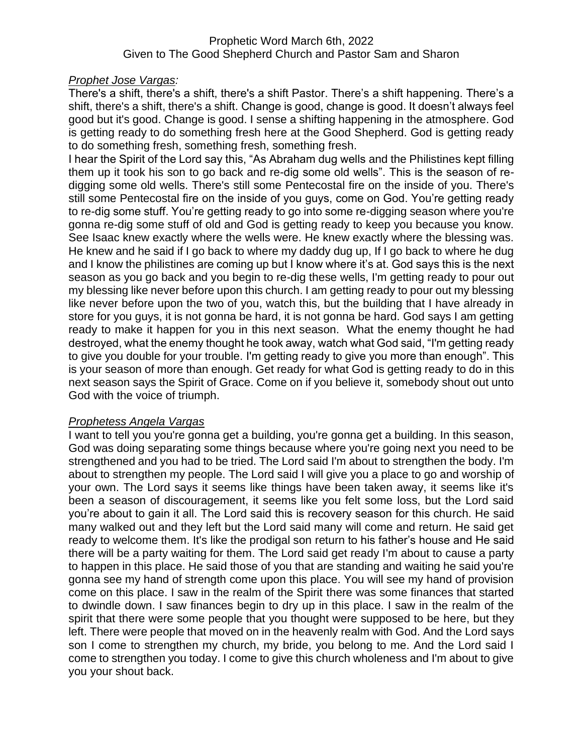Prophetic Word March 6th, 2022
Given to The Good Shepherd Church and Pastor Sam and Sharon

*Prophet Jose Vargas:*

There's a shift, there's a shift, there's a shift Pastor. There's a shift happening. There's a shift, there's a shift, there's a shift. Change is good, change is good. It doesn't always feel good but it's good. Change is good. I sense a shifting happening in the atmosphere. God is getting ready to do something fresh here at the Good Shepherd. God is getting ready to do something fresh, something fresh, something fresh.

I hear the Spirit of the Lord say this, "As Abraham dug wells and the Philistines kept filling them up it took his son to go back and re-dig some old wells". This is the season of re-digging some old wells. There's still some Pentecostal fire on the inside of you. There's still some Pentecostal fire on the inside of you guys, come on God. You're getting ready to re-dig some stuff. You're getting ready to go into some re-digging season where you're gonna re-dig some stuff of old and God is getting ready to keep you because you know. See Isaac knew exactly where the wells were. He knew exactly where the blessing was. He knew and he said if I go back to where my daddy dug up, If I go back to where he dug and I know the philistines are coming up but I know where it's at. God says this is the next season as you go back and you begin to re-dig these wells, I'm getting ready to pour out my blessing like never before upon this church. I am getting ready to pour out my blessing like never before upon the two of you, watch this, but the building that I have already in store for you guys, it is not gonna be hard, it is not gonna be hard. God says I am getting ready to make it happen for you in this next season. What the enemy thought he had destroyed, what the enemy thought he took away, watch what God said, "I'm getting ready to give you double for your trouble. I'm getting ready to give you more than enough". This is your season of more than enough. Get ready for what God is getting ready to do in this next season says the Spirit of Grace. Come on if you believe it, somebody shout out unto God with the voice of triumph.

*Prophetess Angela Vargas*

I want to tell you you're gonna get a building, you're gonna get a building. In this season, God was doing separating some things because where you're going next you need to be strengthened and you had to be tried. The Lord said I'm about to strengthen the body. I'm about to strengthen my people. The Lord said I will give you a place to go and worship of your own. The Lord says it seems like things have been taken away, it seems like it's been a season of discouragement, it seems like you felt some loss, but the Lord said you're about to gain it all. The Lord said this is recovery season for this church. He said many walked out and they left but the Lord said many will come and return. He said get ready to welcome them. It's like the prodigal son return to his father's house and He said there will be a party waiting for them. The Lord said get ready I'm about to cause a party to happen in this place. He said those of you that are standing and waiting he said you're gonna see my hand of strength come upon this place. You will see my hand of provision come on this place. I saw in the realm of the Spirit there was some finances that started to dwindle down. I saw finances begin to dry up in this place. I saw in the realm of the spirit that there were some people that you thought were supposed to be here, but they left. There were people that moved on in the heavenly realm with God. And the Lord says son I come to strengthen my church, my bride, you belong to me. And the Lord said I come to strengthen you today. I come to give this church wholeness and I'm about to give you your shout back.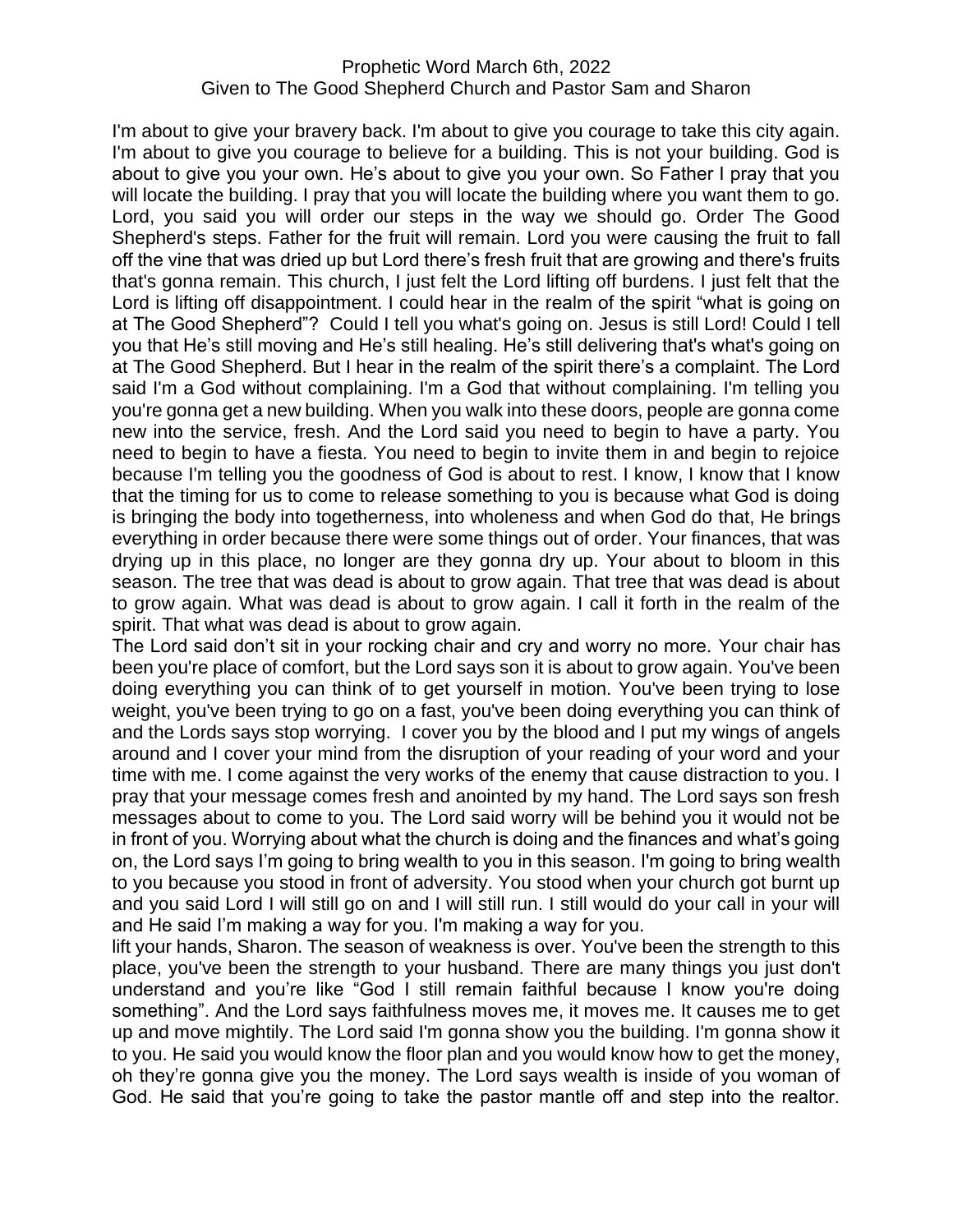Prophetic Word March 6th, 2022
Given to The Good Shepherd Church and Pastor Sam and Sharon

I'm about to give your bravery back. I'm about to give you courage to take this city again. I'm about to give you courage to believe for a building. This is not your building. God is about to give you your own. He's about to give you your own. So Father I pray that you will locate the building. I pray that you will locate the building where you want them to go. Lord, you said you will order our steps in the way we should go. Order The Good Shepherd's steps. Father for the fruit will remain. Lord you were causing the fruit to fall off the vine that was dried up but Lord there's fresh fruit that are growing and there's fruits that's gonna remain. This church, I just felt the Lord lifting off burdens. I just felt that the Lord is lifting off disappointment. I could hear in the realm of the spirit "what is going on at The Good Shepherd"? Could I tell you what's going on. Jesus is still Lord! Could I tell you that He's still moving and He's still healing. He's still delivering that's what's going on at The Good Shepherd. But I hear in the realm of the spirit there's a complaint. The Lord said I'm a God without complaining. I'm a God that without complaining. I'm telling you you're gonna get a new building. When you walk into these doors, people are gonna come new into the service, fresh. And the Lord said you need to begin to have a party. You need to begin to have a fiesta. You need to begin to invite them in and begin to rejoice because I'm telling you the goodness of God is about to rest. I know, I know that I know that the timing for us to come to release something to you is because what God is doing is bringing the body into togetherness, into wholeness and when God do that, He brings everything in order because there were some things out of order. Your finances, that was drying up in this place, no longer are they gonna dry up. Your about to bloom in this season. The tree that was dead is about to grow again. That tree that was dead is about to grow again. What was dead is about to grow again. I call it forth in the realm of the spirit. That what was dead is about to grow again.

The Lord said don't sit in your rocking chair and cry and worry no more. Your chair has been you're place of comfort, but the Lord says son it is about to grow again. You've been doing everything you can think of to get yourself in motion. You've been trying to lose weight, you've been trying to go on a fast, you've been doing everything you can think of and the Lords says stop worrying. I cover you by the blood and I put my wings of angels around and I cover your mind from the disruption of your reading of your word and your time with me. I come against the very works of the enemy that cause distraction to you. I pray that your message comes fresh and anointed by my hand. The Lord says son fresh messages about to come to you. The Lord said worry will be behind you it would not be in front of you. Worrying about what the church is doing and the finances and what's going on, the Lord says I'm going to bring wealth to you in this season. I'm going to bring wealth to you because you stood in front of adversity. You stood when your church got burnt up and you said Lord I will still go on and I will still run. I still would do your call in your will and He said I'm making a way for you. I'm making a way for you.

lift your hands, Sharon. The season of weakness is over. You've been the strength to this place, you've been the strength to your husband. There are many things you just don't understand and you're like "God I still remain faithful because I know you're doing something". And the Lord says faithfulness moves me, it moves me. It causes me to get up and move mightily. The Lord said I'm gonna show you the building. I'm gonna show it to you. He said you would know the floor plan and you would know how to get the money, oh they're gonna give you the money. The Lord says wealth is inside of you woman of God. He said that you're going to take the pastor mantle off and step into the realtor.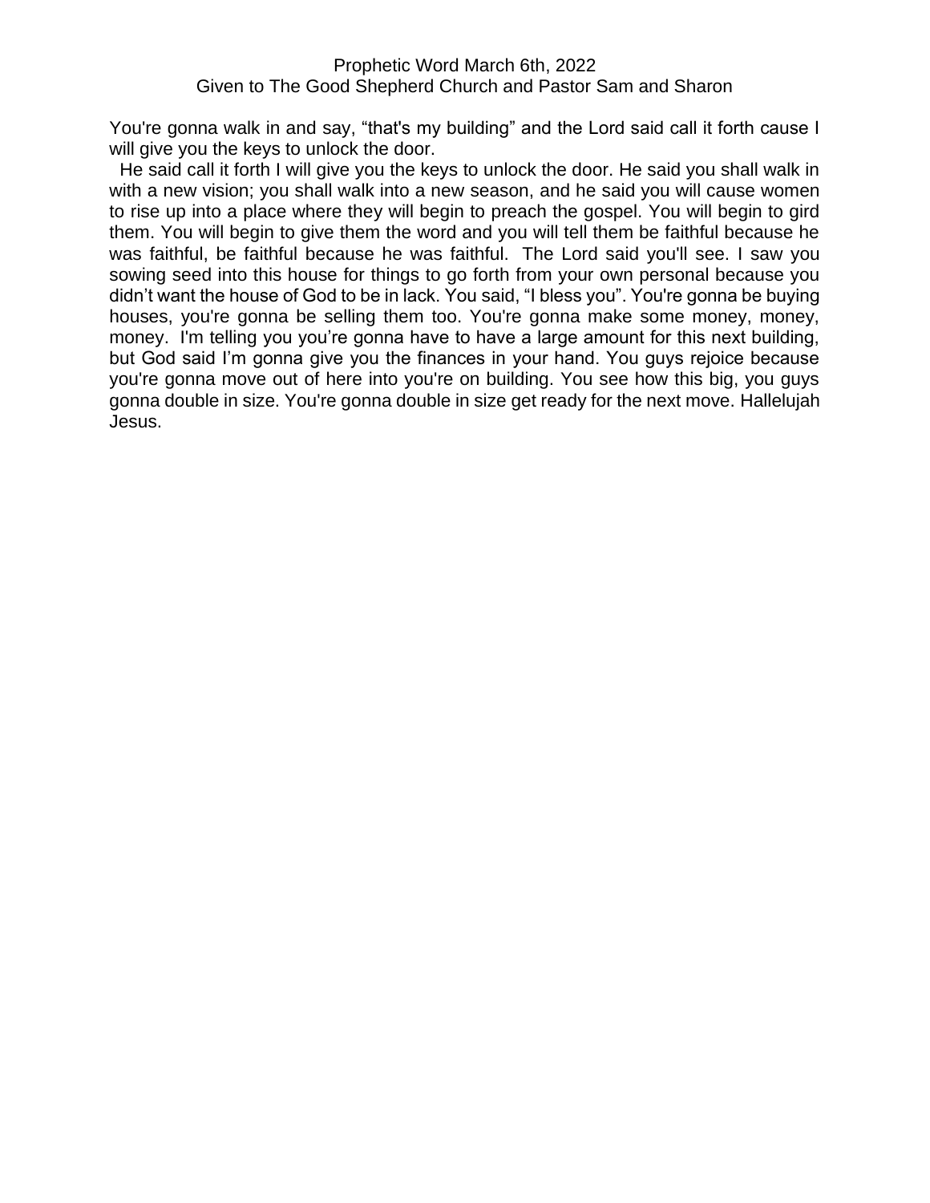Prophetic Word March 6th, 2022
Given to The Good Shepherd Church and Pastor Sam and Sharon

You're gonna walk in and say, "that's my building" and the Lord said call it forth cause I will give you the keys to unlock the door.

He said call it forth I will give you the keys to unlock the door. He said you shall walk in with a new vision; you shall walk into a new season, and he said you will cause women to rise up into a place where they will begin to preach the gospel. You will begin to gird them. You will begin to give them the word and you will tell them be faithful because he was faithful, be faithful because he was faithful. The Lord said you'll see. I saw you sowing seed into this house for things to go forth from your own personal because you didn't want the house of God to be in lack. You said, "I bless you". You're gonna be buying houses, you're gonna be selling them too. You're gonna make some money, money, money. I'm telling you you're gonna have to have a large amount for this next building, but God said I'm gonna give you the finances in your hand. You guys rejoice because you're gonna move out of here into you're on building. You see how this big, you guys gonna double in size. You're gonna double in size get ready for the next move. Hallelujah Jesus.